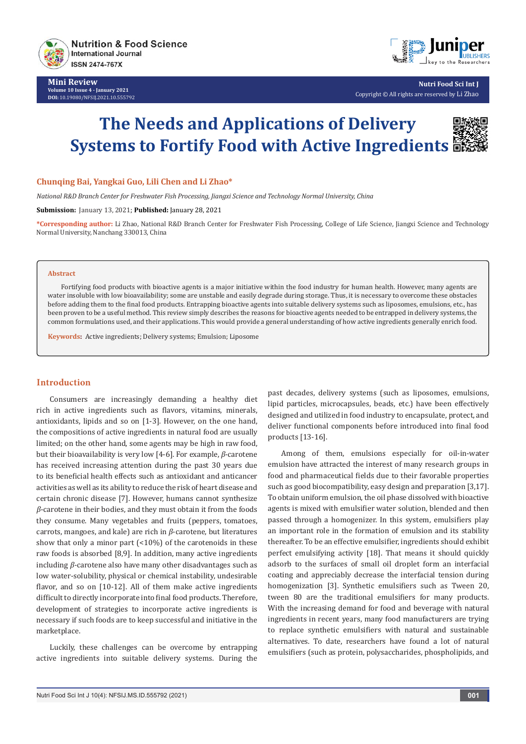Mini Review

# The Needs and Applications of Delivery Systems to Fortify Food with Active Ingredients

**Chunqing Bai, Yangkai Guo, Lili Chen and Li Zhao***

*National R&D Branch Center for Freshwater Fish Processing, Jiangxi Science and Technology Normal University, China*

**Submission:** January 13, 2021; **Published:** January 28, 2021

***Corresponding author:** Li Zhao, National R&D Branch Center for Freshwater Fish Processing, College of Life Science, Jiangxi Science and Technology Normal University, Nanchang 330013, China

## Abstract

Fortifying food products with bioactive agents is a major initiative within the food industry for human health. However, many agents are water insoluble with low bioavailability; some are unstable and easily degrade during storage. Thus, it is necessary to overcome these obstacles before adding them to the final food products. Entrapping bioactive agents into suitable delivery systems such as liposomes, emulsions, etc., has been proven to be a useful method. This review simply describes the reasons for bioactive agents needed to be entrapped in delivery systems, the common formulations used, and their applications. This would provide a general understanding of how active ingredients generally enrich food.

**Keywords:** Active ingredients; Delivery systems; Emulsion; Liposome

## Introduction

Consumers are increasingly demanding a healthy diet rich in active ingredients such as flavors, vitamins, minerals, antioxidants, lipids and so on [1-3]. However, on the one hand, the compositions of active ingredients in natural food are usually limited; on the other hand, some agents may be high in raw food, but their bioavailability is very low [4-6]. For example, *β*-carotene has received increasing attention during the past 30 years due to its beneficial health effects such as antioxidant and anticancer activities as well as its ability to reduce the risk of heart disease and certain chronic disease [7]. However, humans cannot synthesize *β*-carotene in their bodies, and they must obtain it from the foods they consume. Many vegetables and fruits (peppers, tomatoes, carrots, mangoes, and kale) are rich in *β*-carotene, but literatures show that only a minor part (<10%) of the carotenoids in these raw foods is absorbed [8,9]. In addition, many active ingredients including *β*-carotene also have many other disadvantages such as low water-solubility, physical or chemical instability, undesirable flavor, and so on [10-12]. All of them make active ingredients difficult to directly incorporate into final food products. Therefore, development of strategies to incorporate active ingredients is necessary if such foods are to keep successful and initiative in the marketplace.

Luckily, these challenges can be overcome by entrapping active ingredients into suitable delivery systems. During the past decades, delivery systems (such as liposomes, emulsions, lipid particles, microcapsules, beads, etc.) have been effectively designed and utilized in food industry to encapsulate, protect, and deliver functional components before introduced into final food products [13-16].

Among of them, emulsions especially for oil-in-water emulsion have attracted the interest of many research groups in food and pharmaceutical fields due to their favorable properties such as good biocompatibility, easy design and preparation [3,17]. To obtain uniform emulsion, the oil phase dissolved with bioactive agents is mixed with emulsifier water solution, blended and then passed through a homogenizer. In this system, emulsifiers play an important role in the formation of emulsion and its stability thereafter. To be an effective emulsifier, ingredients should exhibit perfect emulsifying activity [18]. That means it should quickly adsorb to the surfaces of small oil droplet form an interfacial coating and appreciably decrease the interfacial tension during homogenization [3]. Synthetic emulsifiers such as Tween 20, tween 80 are the traditional emulsifiers for many products. With the increasing demand for food and beverage with natural ingredients in recent years, many food manufacturers are trying to replace synthetic emulsifiers with natural and sustainable alternatives. To date, researchers have found a lot of natural emulsifiers (such as protein, polysaccharides, phospholipids, and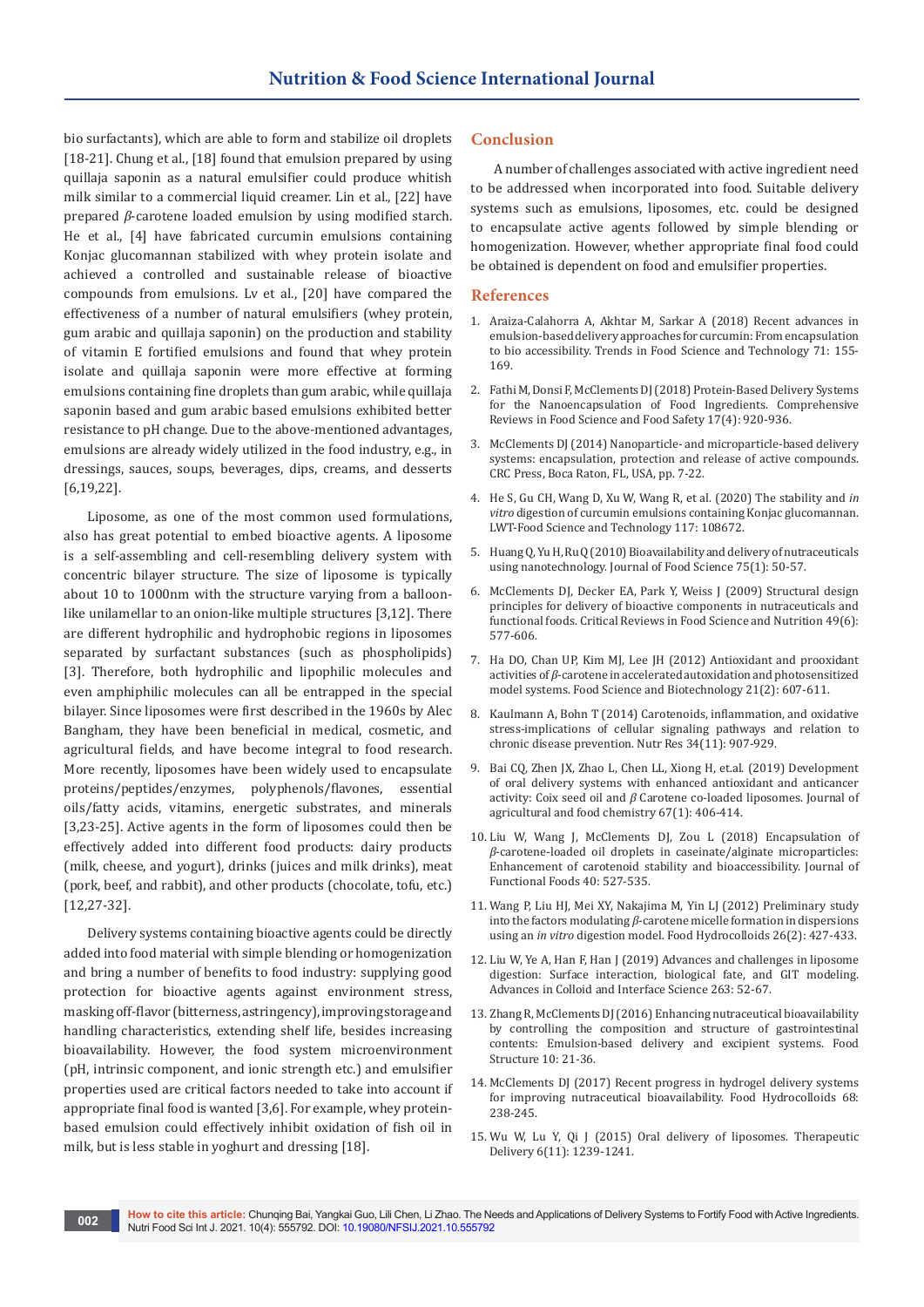bio surfactants), which are able to form and stabilize oil droplets [18-21]. Chung et al., [18] found that emulsion prepared by using quillaja saponin as a natural emulsifier could produce whitish milk similar to a commercial liquid creamer. Lin et al., [22] have prepared *β*-carotene loaded emulsion by using modified starch. He et al., [4] have fabricated curcumin emulsions containing Konjac glucomannan stabilized with whey protein isolate and achieved a controlled and sustainable release of bioactive compounds from emulsions. Lv et al., [20] have compared the effectiveness of a number of natural emulsifiers (whey protein, gum arabic and quillaja saponin) on the production and stability of vitamin E fortified emulsions and found that whey protein isolate and quillaja saponin were more effective at forming emulsions containing fine droplets than gum arabic, while quillaja saponin based and gum arabic based emulsions exhibited better resistance to pH change. Due to the above-mentioned advantages, emulsions are already widely utilized in the food industry, e.g., in dressings, sauces, soups, beverages, dips, creams, and desserts [6,19,22].

Liposome, as one of the most common used formulations, also has great potential to embed bioactive agents. A liposome is a self-assembling and cell-resembling delivery system with concentric bilayer structure. The size of liposome is typically about 10 to 1000nm with the structure varying from a balloon-like unilamellar to an onion-like multiple structures [3,12]. There are different hydrophilic and hydrophobic regions in liposomes separated by surfactant substances (such as phospholipids) [3]. Therefore, both hydrophilic and lipophilic molecules and even amphiphilic molecules can all be entrapped in the special bilayer. Since liposomes were first described in the 1960s by Alec Bangham, they have been beneficial in medical, cosmetic, and agricultural fields, and have become integral to food research. More recently, liposomes have been widely used to encapsulate proteins/peptides/enzymes, polyphenols/flavones, essential oils/fatty acids, vitamins, energetic substrates, and minerals [3,23-25]. Active agents in the form of liposomes could then be effectively added into different food products: dairy products (milk, cheese, and yogurt), drinks (juices and milk drinks), meat (pork, beef, and rabbit), and other products (chocolate, tofu, etc.) [12,27-32].

Delivery systems containing bioactive agents could be directly added into food material with simple blending or homogenization and bring a number of benefits to food industry: supplying good protection for bioactive agents against environment stress, masking off-flavor (bitterness, astringency), improving storage and handling characteristics, extending shelf life, besides increasing bioavailability. However, the food system microenvironment (pH, intrinsic component, and ionic strength etc.) and emulsifier properties used are critical factors needed to take into account if appropriate final food is wanted [3,6]. For example, whey protein-based emulsion could effectively inhibit oxidation of fish oil in milk, but is less stable in yoghurt and dressing [18].

## Conclusion

A number of challenges associated with active ingredient need to be addressed when incorporated into food. Suitable delivery systems such as emulsions, liposomes, etc. could be designed to encapsulate active agents followed by simple blending or homogenization. However, whether appropriate final food could be obtained is dependent on food and emulsifier properties.

## References

1. Araiza-Calahorra A, Akhtar M, Sarkar A (2018) Recent advances in emulsion-based delivery approaches for curcumin: From encapsulation to bio accessibility. Trends in Food Science and Technology 71: 155-169.
2. Fathi M, Donsi F, McClements DJ (2018) Protein-Based Delivery Systems for the Nanoencapsulation of Food Ingredients. Comprehensive Reviews in Food Science and Food Safety 17(4): 920-936.
3. McClements DJ (2014) Nanoparticle- and microparticle-based delivery systems: encapsulation, protection and release of active compounds. CRC Press, Boca Raton, FL, USA, pp. 7-22.
4. He S, Gu CH, Wang D, Xu W, Wang R, et al. (2020) The stability and *in vitro* digestion of curcumin emulsions containing Konjac glucomannan. LWT-Food Science and Technology 117: 108672.
5. Huang Q, Yu H, Ru Q (2010) Bioavailability and delivery of nutraceuticals using nanotechnology. Journal of Food Science 75(1): 50-57.
6. McClements DJ, Decker EA, Park Y, Weiss J (2009) Structural design principles for delivery of bioactive components in nutraceuticals and functional foods. Critical Reviews in Food Science and Nutrition 49(6): 577-606.
7. Ha DO, Chan UP, Kim MJ, Lee JH (2012) Antioxidant and prooxidant activities of *β*-carotene in accelerated autoxidation and photosensitized model systems. Food Science and Biotechnology 21(2): 607-611.
8. Kaulmann A, Bohn T (2014) Carotenoids, inflammation, and oxidative stress-implications of cellular signaling pathways and relation to chronic disease prevention. Nutr Res 34(11): 907-929.
9. Bai CQ, Zhen JX, Zhao L, Chen LL, Xiong H, et.al. (2019) Development of oral delivery systems with enhanced antioxidant and anticancer activity: Coix seed oil and *β* Carotene co-loaded liposomes. Journal of agricultural and food chemistry 67(1): 406-414.
10. Liu W, Wang J, McClements DJ, Zou L (2018) Encapsulation of *β*-carotene-loaded oil droplets in caseinate/alginate microparticles: Enhancement of carotenoid stability and bioaccessibility. Journal of Functional Foods 40: 527-535.
11. Wang P, Liu HJ, Mei XY, Nakajima M, Yin LJ (2012) Preliminary study into the factors modulating *β*-carotene micelle formation in dispersions using an *in vitro* digestion model. Food Hydrocolloids 26(2): 427-433.
12. Liu W, Ye A, Han F, Han J (2019) Advances and challenges in liposome digestion: Surface interaction, biological fate, and GIT modeling. Advances in Colloid and Interface Science 263: 52-67.
13. Zhang R, McClements DJ (2016) Enhancing nutraceutical bioavailability by controlling the composition and structure of gastrointestinal contents: Emulsion-based delivery and excipient systems. Food Structure 10: 21-36.
14. McClements DJ (2017) Recent progress in hydrogel delivery systems for improving nutraceutical bioavailability. Food Hydrocolloids 68: 238-245.
15. Wu W, Lu Y, Qi J (2015) Oral delivery of liposomes. Therapeutic Delivery 6(11): 1239-1241.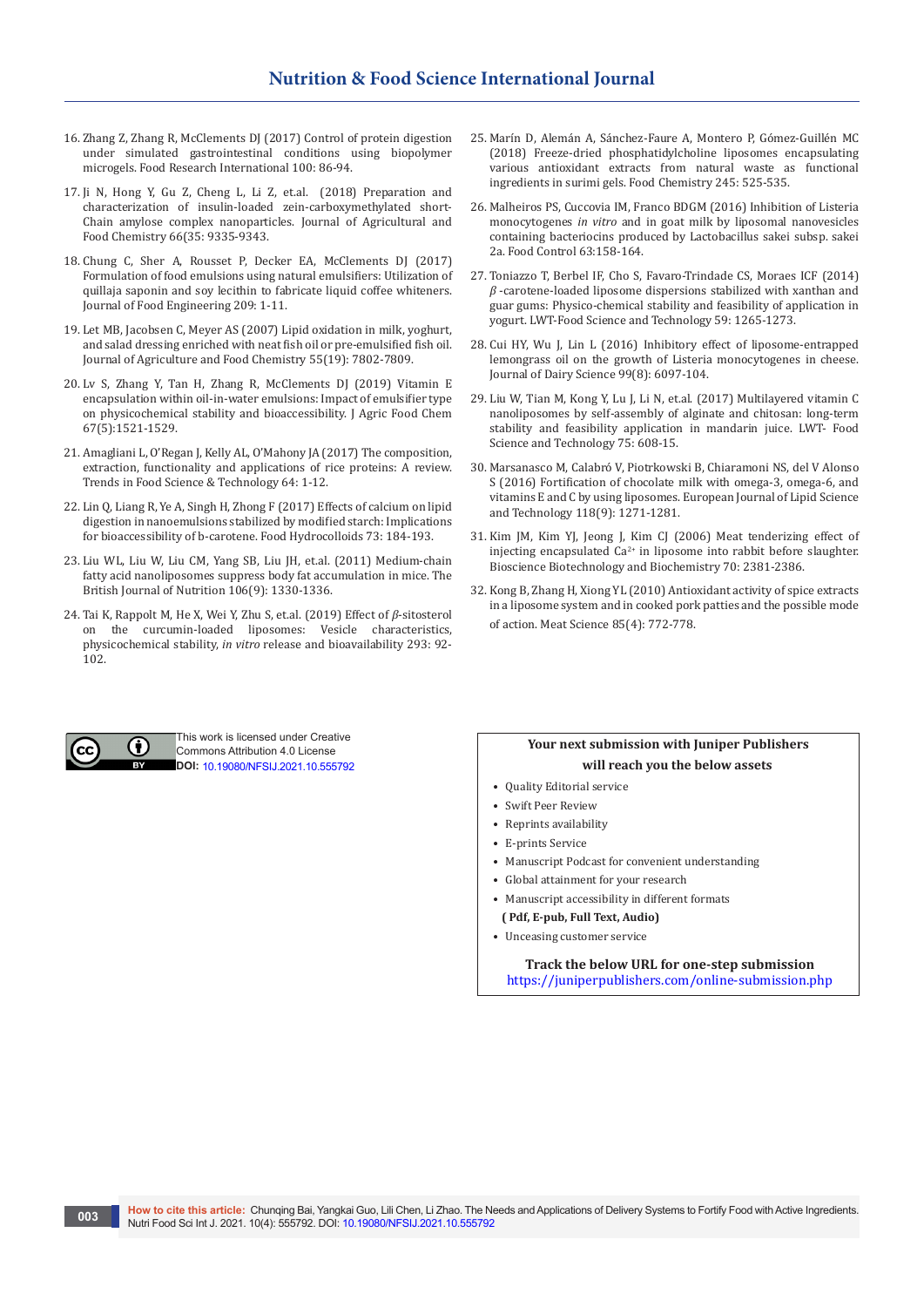16. Zhang Z, Zhang R, McClements DJ (2017) Control of protein digestion under simulated gastrointestinal conditions using biopolymer microgels. Food Research International 100: 86-94.
17. Ji N, Hong Y, Gu Z, Cheng L, Li Z, et.al. (2018) Preparation and characterization of insulin-loaded zein-carboxymethylated short-Chain amylose complex nanoparticles. Journal of Agricultural and Food Chemistry 66(35: 9335-9343.
18. Chung C, Sher A, Rousset P, Decker EA, McClements DJ (2017) Formulation of food emulsions using natural emulsifiers: Utilization of quillaja saponin and soy lecithin to fabricate liquid coffee whiteners. Journal of Food Engineering 209: 1-11.
19. Let MB, Jacobsen C, Meyer AS (2007) Lipid oxidation in milk, yoghurt, and salad dressing enriched with neat fish oil or pre-emulsified fish oil. Journal of Agriculture and Food Chemistry 55(19): 7802-7809.
20. Lv S, Zhang Y, Tan H, Zhang R, McClements DJ (2019) Vitamin E encapsulation within oil-in-water emulsions: Impact of emulsifier type on physicochemical stability and bioaccessibility. J Agric Food Chem 67(5):1521-1529.
21. Amagliani L, O'Regan J, Kelly AL, O'Mahony JA (2017) The composition, extraction, functionality and applications of rice proteins: A review. Trends in Food Science & Technology 64: 1-12.
22. Lin Q, Liang R, Ye A, Singh H, Zhong F (2017) Effects of calcium on lipid digestion in nanoemulsions stabilized by modified starch: Implications for bioaccessibility of b-carotene. Food Hydrocolloids 73: 184-193.
23. Liu WL, Liu W, Liu CM, Yang SB, Liu JH, et.al. (2011) Medium-chain fatty acid nanoliposomes suppress body fat accumulation in mice. The British Journal of Nutrition 106(9): 1330-1336.
24. Tai K, Rappolt M, He X, Wei Y, Zhu S, et.al. (2019) Effect of $\beta$-sitosterol on the curcumin-loaded liposomes: Vesicle characteristics, physicochemical stability, *in vitro* release and bioavailability 293: 92-102.
25. Marín D, Alemán A, Sánchez-Faure A, Montero P, Gómez-Guillén MC (2018) Freeze-dried phosphatidylcholine liposomes encapsulating various antioxidant extracts from natural waste as functional ingredients in surimi gels. Food Chemistry 245: 525-535.
26. Malheiros PS, Cuccovia IM, Franco BDGM (2016) Inhibition of Listeria monocytogenes *in vitro* and in goat milk by liposomal nanovesicles containing bacteriocins produced by Lactobacillus sakei subsp. sakei 2a. Food Control 63:158-164.
27. Toniazzo T, Berbel IF, Cho S, Favaro-Trindade CS, Moraes ICF (2014) $\beta$-carotene-loaded liposome dispersions stabilized with xanthan and guar gums: Physico-chemical stability and feasibility of application in yogurt. LWT-Food Science and Technology 59: 1265-1273.
28. Cui HY, Wu J, Lin L (2016) Inhibitory effect of liposome-entrapped lemongrass oil on the growth of Listeria monocytogenes in cheese. Journal of Dairy Science 99(8): 6097-104.
29. Liu W, Tian M, Kong Y, Lu J, Li N, et.al. (2017) Multilayered vitamin C nanoliposomes by self-assembly of alginate and chitosan: long-term stability and feasibility application in mandarin juice. LWT- Food Science and Technology 75: 608-15.
30. Marsanasco M, Calabró V, Piotrkowski B, Chiaramoni NS, del V Alonso S (2016) Fortification of chocolate milk with omega-3, omega-6, and vitamins E and C by using liposomes. European Journal of Lipid Science and Technology 118(9): 1271-1281.
31. Kim JM, Kim YJ, Jeong J, Kim CJ (2006) Meat tenderizing effect of injecting encapsulated $Ca^{2+}$ in liposome into rabbit before slaughter. Bioscience Biotechnology and Biochemistry 70: 2381-2386.
32. Kong B, Zhang H, Xiong YL (2010) Antioxidant activity of spice extracts in a liposome system and in cooked pork patties and the possible mode of action. Meat Science 85(4): 772-778.

This work is licensed under Creative Commons Attribution 4.0 License
**DOI:** 10.19080/NFSIJ.2021.10.555792

**Your next submission with Juniper Publishers will reach you the below assets**

- Quality Editorial service
- Swift Peer Review
- Reprints availability
- E-prints Service
- Manuscript Podcast for convenient understanding
- Global attainment for your research
- Manuscript accessibility in different formats

**( Pdf, E-pub, Full Text, Audio)**

- Unceasing customer service

**Track the below URL for one-step submission**
https://juniperpublishers.com/online-submission.php

**How to cite this article:** Chunqing Bai, Yangkai Guo, Lili Chen, Li Zhao. The Needs and Applications of Delivery Systems to Fortify Food with Active Ingredients. Nutri Food Sci Int J. 2021. 10(4): 555792. DOI: 10.19080/NFSIJ.2021.10.555792